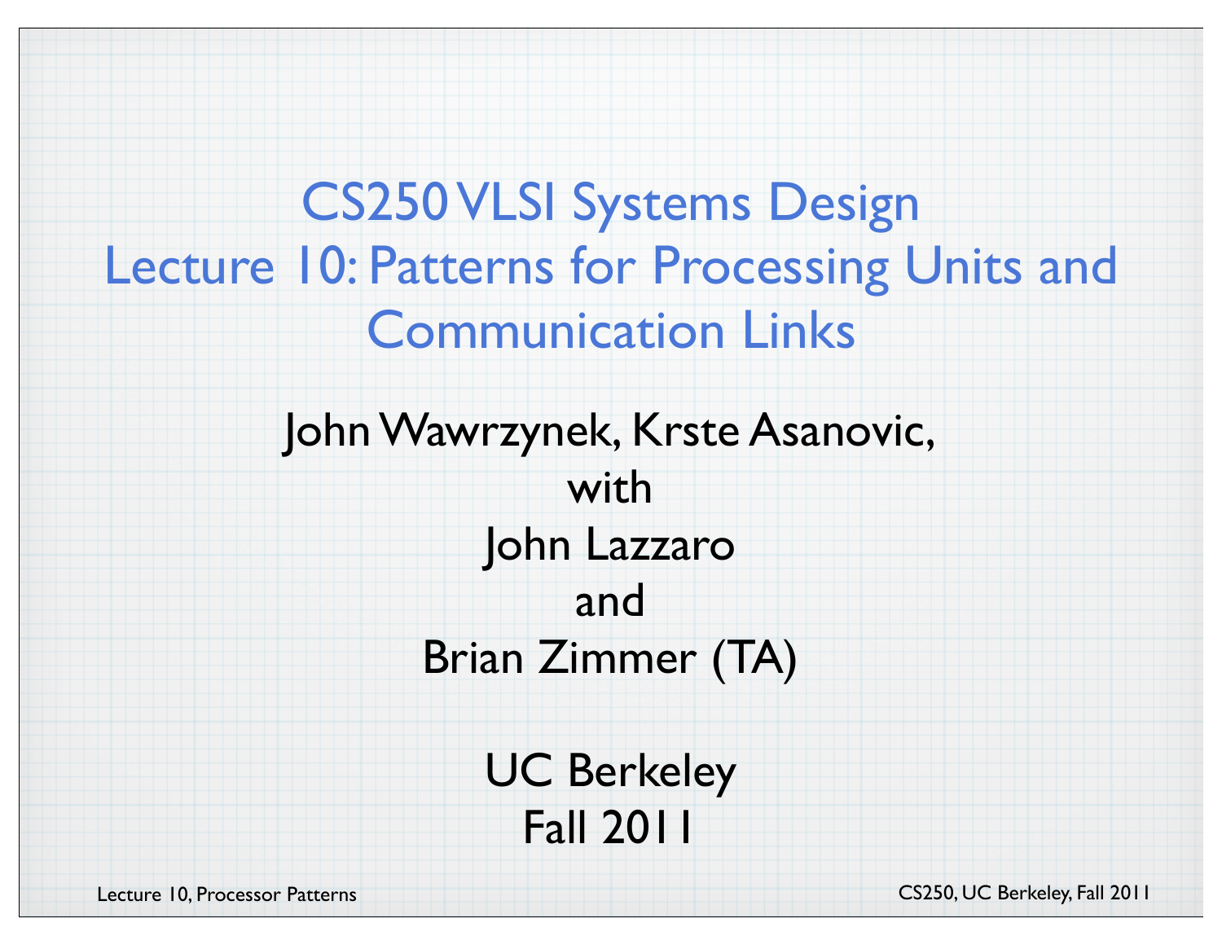# CS250 VLSI Systems Design
# Lecture 10: Patterns for Processing Units and Communication Links

John Wawrzynek, Krste Asanovic,

with

John Lazzaro

and

Brian Zimmer (TA)

UC Berkeley

Fall 2011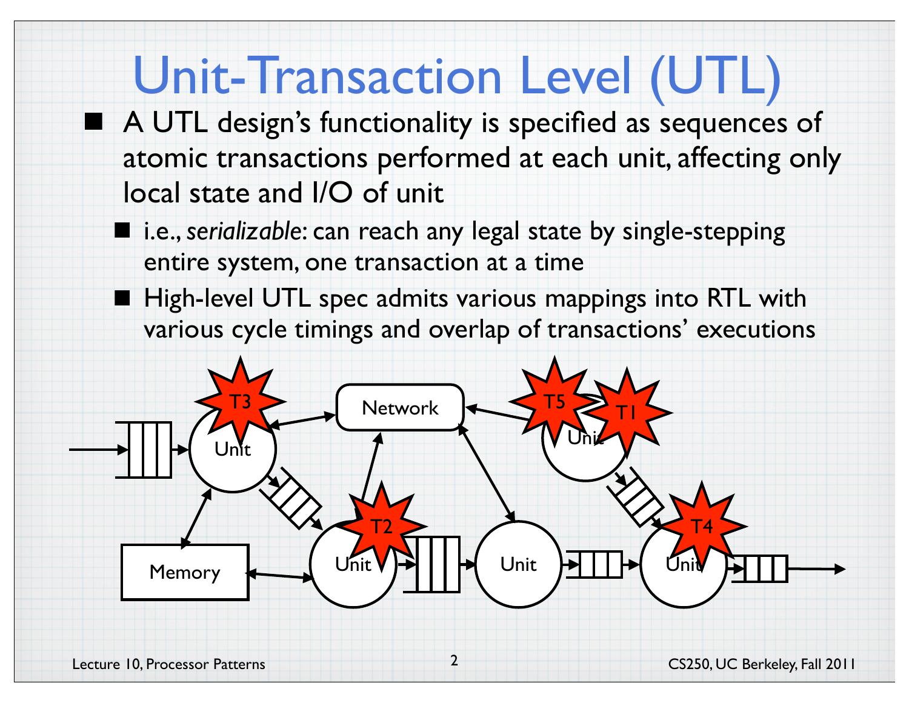# Unit-Transaction Level (UTL)

- A UTL design's functionality is specified as sequences of atomic transactions performed at each unit, affecting only local state and I/O of unit
  - i.e., *serializable*: can reach any legal state by single-stepping entire system, one transaction at a time
  - High-level UTL spec admits various mappings into RTL with various cycle timings and overlap of transactions' executions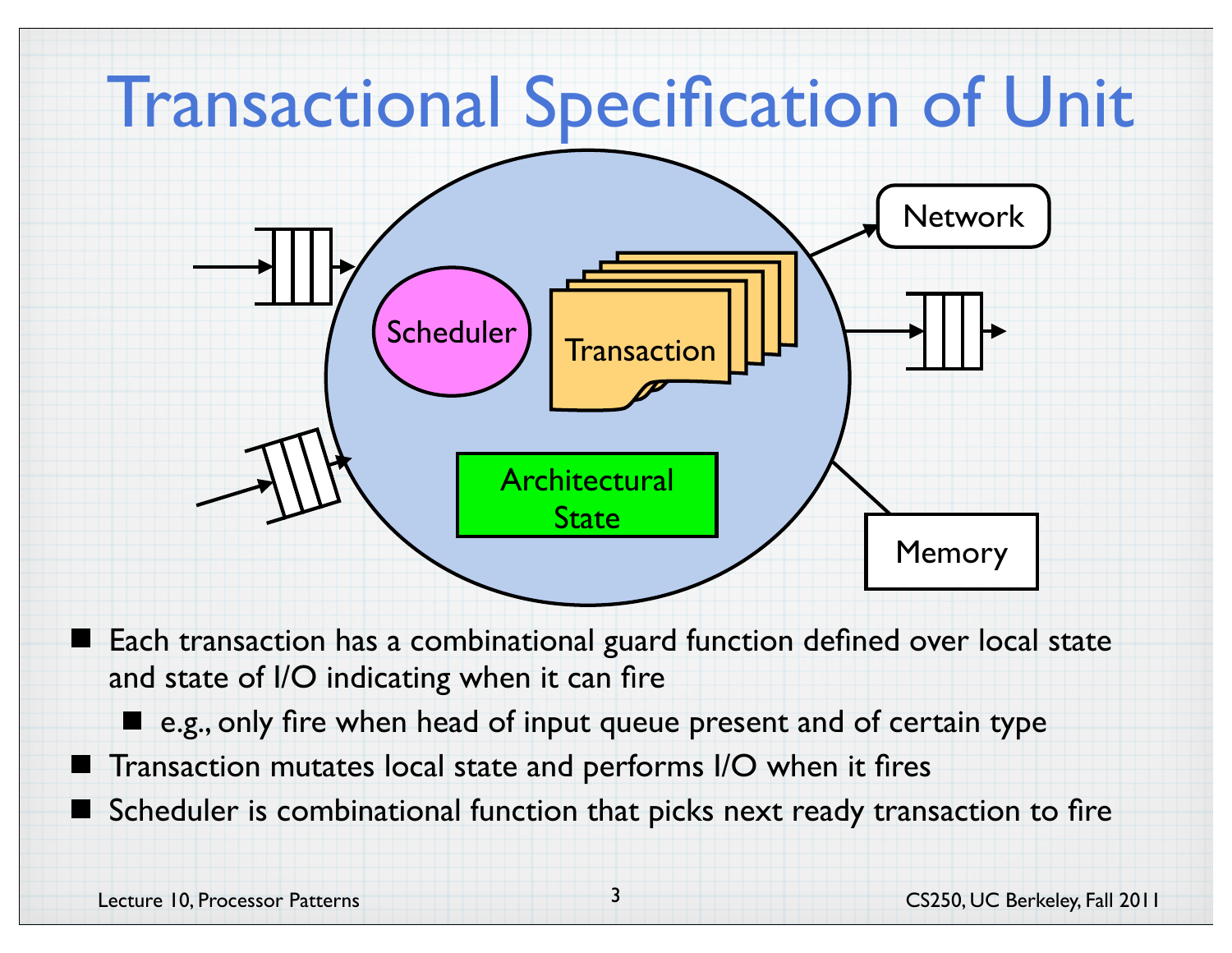# Transactional Specification of Unit

- Each transaction has a combinational guard function defined over local state and state of I/O indicating when it can fire
  - e.g., only fire when head of input queue present and of certain type
- Transaction mutates local state and performs I/O when it fires
- Scheduler is combinational function that picks next ready transaction to fire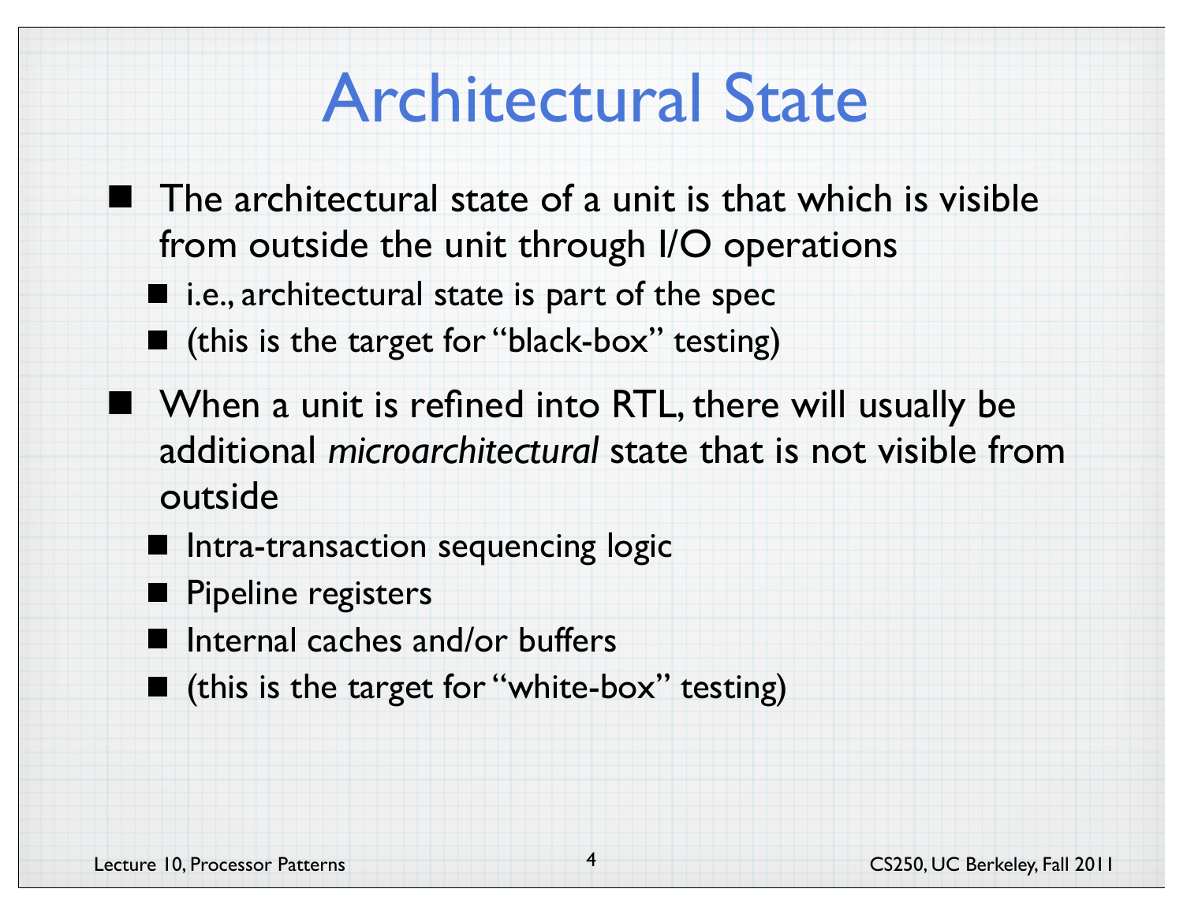# Architectural State

- The architectural state of a unit is that which is visible from outside the unit through I/O operations
  - i.e., architectural state is part of the spec
  - (this is the target for "black-box" testing)
- When a unit is refined into RTL, there will usually be additional *microarchitectural* state that is not visible from outside
  - Intra-transaction sequencing logic
  - Pipeline registers
  - Internal caches and/or buffers
  - (this is the target for "white-box" testing)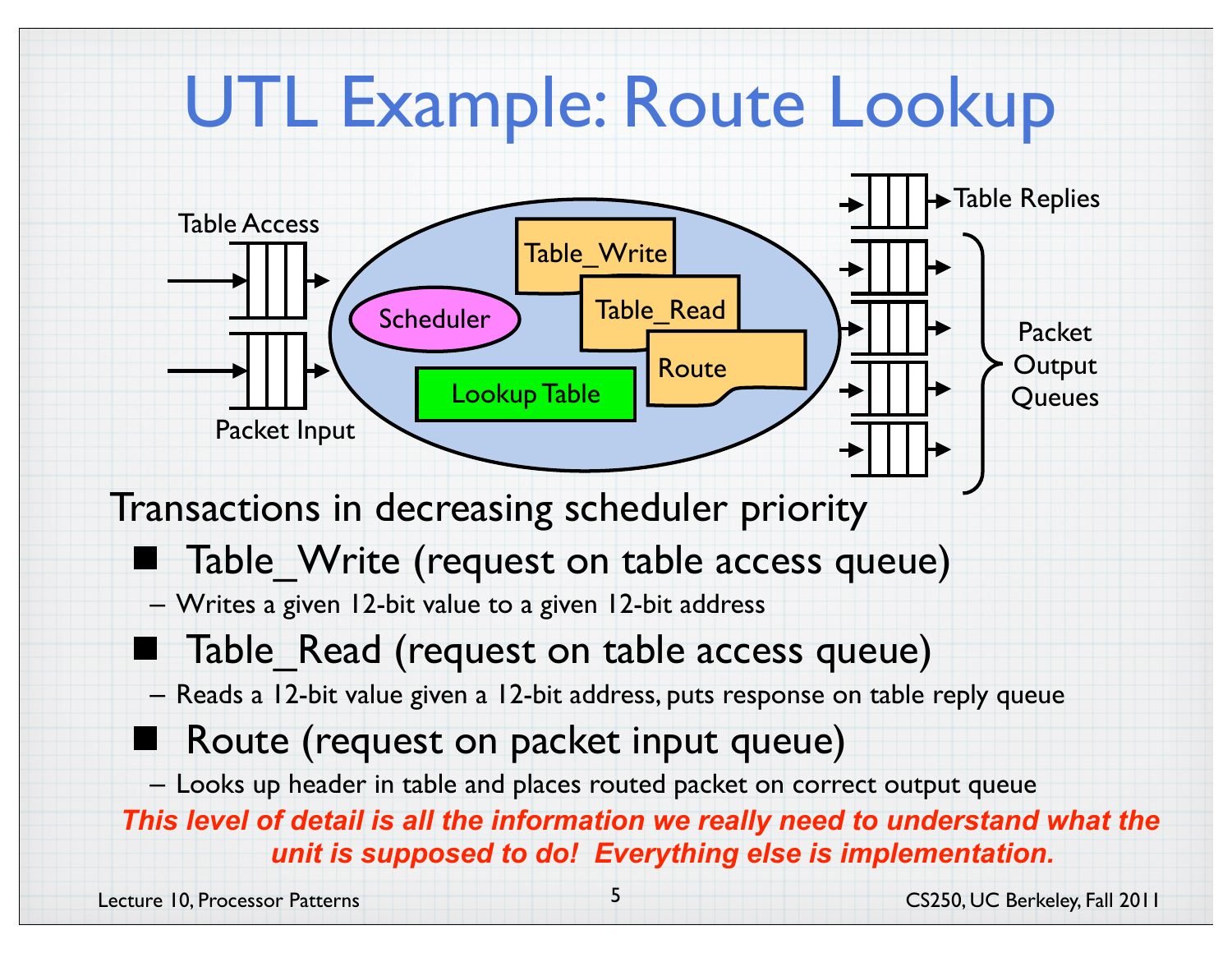# UTL Example: Route Lookup

Table Access

Packet Input

Scheduler

Table_Write

Table_Read

Route

Lookup Table

Table Replies

Packet Output Queues

Transactions in decreasing scheduler priority

- Table_Write (request on table access queue)
  - Writes a given 12-bit value to a given 12-bit address
- Table_Read (request on table access queue)
  - Reads a 12-bit value given a 12-bit address, puts response on table reply queue
- Route (request on packet input queue)
  - Looks up header in table and places routed packet on correct output queue

***This level of detail is all the information we really need to understand what the unit is supposed to do! Everything else is implementation.***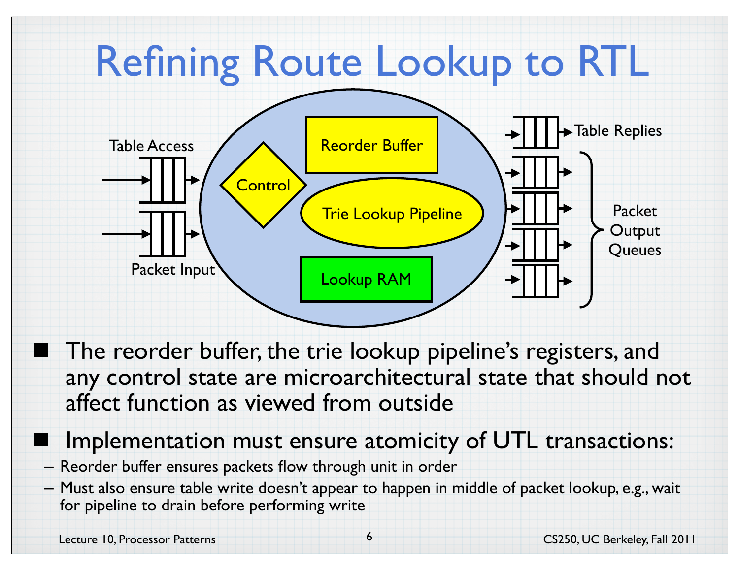# Refining Route Lookup to RTL

Table Access

Packet Input

Control

Reorder Buffer

Trie Lookup Pipeline

Lookup RAM

Table Replies

Packet Output Queues

- The reorder buffer, the trie lookup pipeline's registers, and any control state are microarchitectural state that should not affect function as viewed from outside
- Implementation must ensure atomicity of UTL transactions:
  - Reorder buffer ensures packets flow through unit in order
  - Must also ensure table write doesn't appear to happen in middle of packet lookup, e.g., wait for pipeline to drain before performing write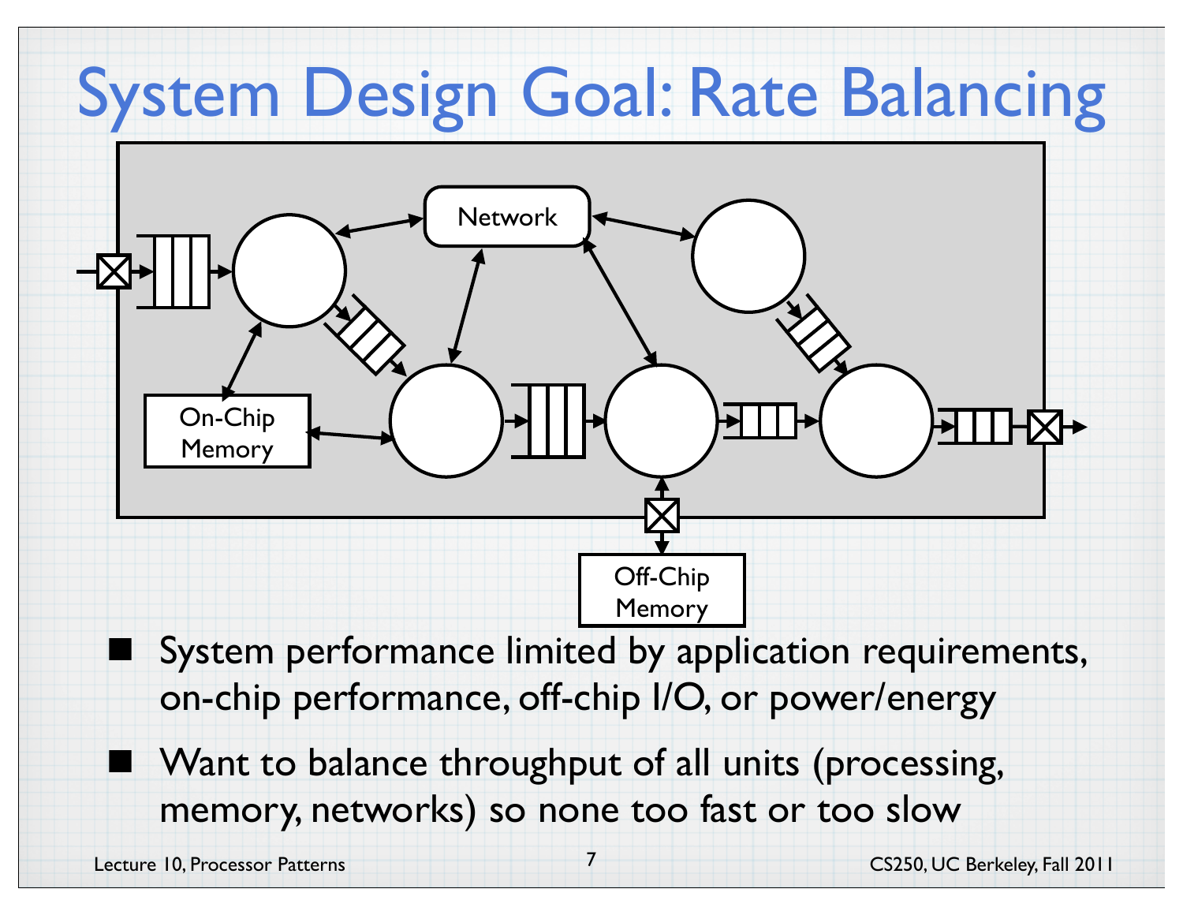# System Design Goal: Rate Balancing

Network

On-Chip Memory

Off-Chip Memory

- System performance limited by application requirements, on-chip performance, off-chip I/O, or power/energy
- Want to balance throughput of all units (processing, memory, networks) so none too fast or too slow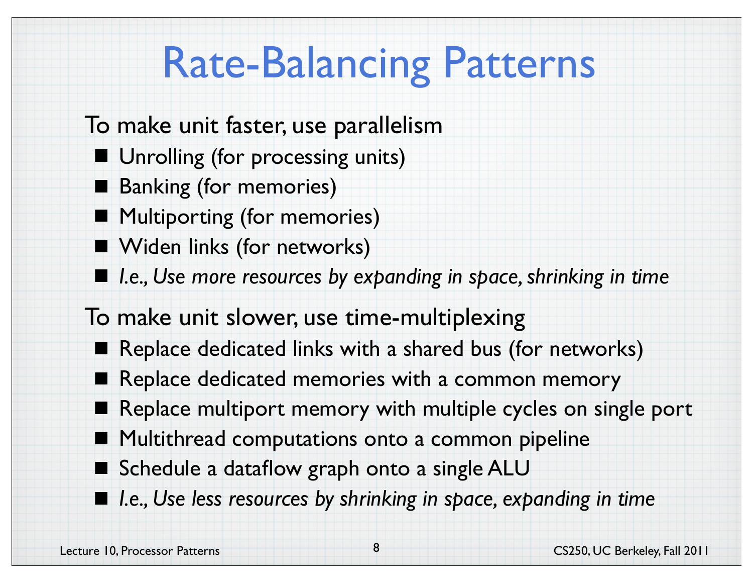# Rate-Balancing Patterns

To make unit faster, use parallelism

- Unrolling (for processing units)
- Banking (for memories)
- Multiporting (for memories)
- Widen links (for networks)
- *I.e., Use more resources by expanding in space, shrinking in time*

To make unit slower, use time-multiplexing

- Replace dedicated links with a shared bus (for networks)
- Replace dedicated memories with a common memory
- Replace multiport memory with multiple cycles on single port
- Multithread computations onto a common pipeline
- Schedule a dataflow graph onto a single ALU
- *I.e., Use less resources by shrinking in space, expanding in time*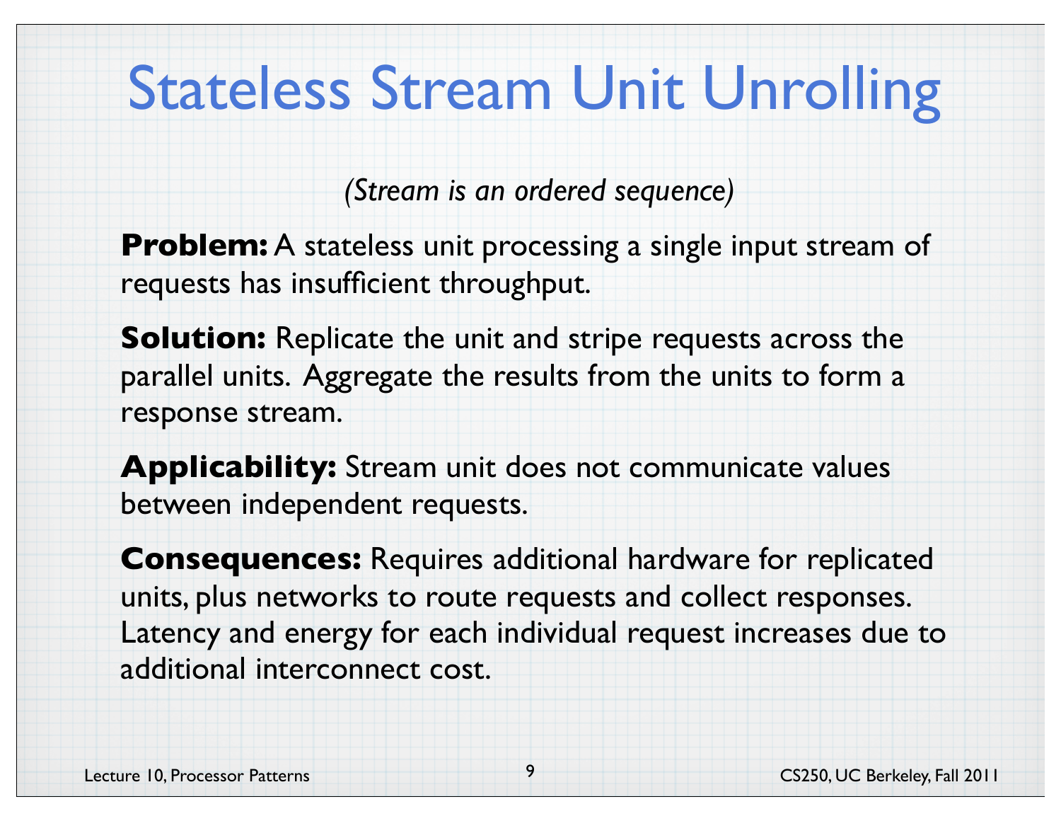# Stateless Stream Unit Unrolling

*(Stream is an ordered sequence)*

**Problem:** A stateless unit processing a single input stream of requests has insufficient throughput.

**Solution:** Replicate the unit and stripe requests across the parallel units. Aggregate the results from the units to form a response stream.

**Applicability:** Stream unit does not communicate values between independent requests.

**Consequences:** Requires additional hardware for replicated units, plus networks to route requests and collect responses. Latency and energy for each individual request increases due to additional interconnect cost.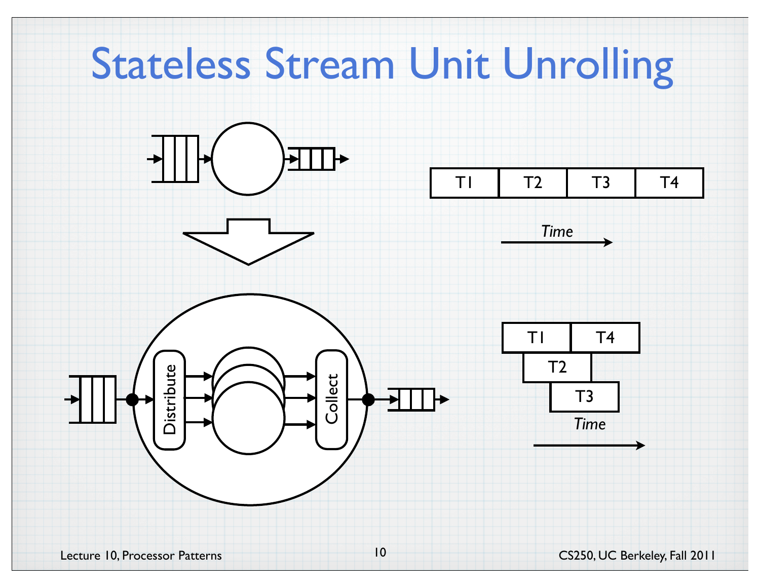# Stateless Stream Unit Unrolling

Distribute

Collect

| T1 | T2 | T3 | T4 |
|---|---|---|---|

*Time*

T1 T4

T2

T3

*Time*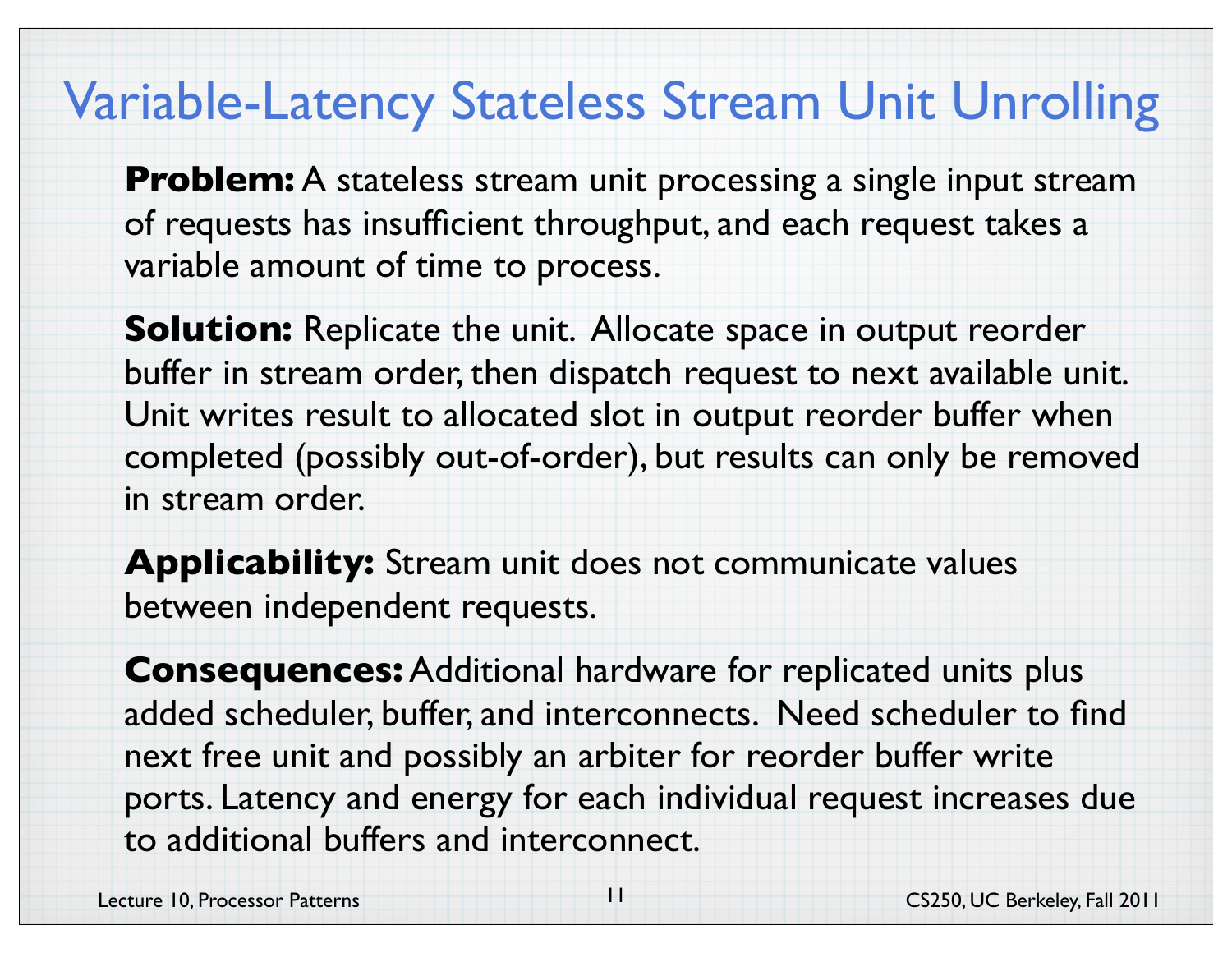# Variable-Latency Stateless Stream Unit Unrolling

**Problem:** A stateless stream unit processing a single input stream of requests has insufficient throughput, and each request takes a variable amount of time to process.

**Solution:** Replicate the unit. Allocate space in output reorder buffer in stream order, then dispatch request to next available unit. Unit writes result to allocated slot in output reorder buffer when completed (possibly out-of-order), but results can only be removed in stream order.

**Applicability:** Stream unit does not communicate values between independent requests.

**Consequences:** Additional hardware for replicated units plus added scheduler, buffer, and interconnects. Need scheduler to find next free unit and possibly an arbiter for reorder buffer write ports. Latency and energy for each individual request increases due to additional buffers and interconnect.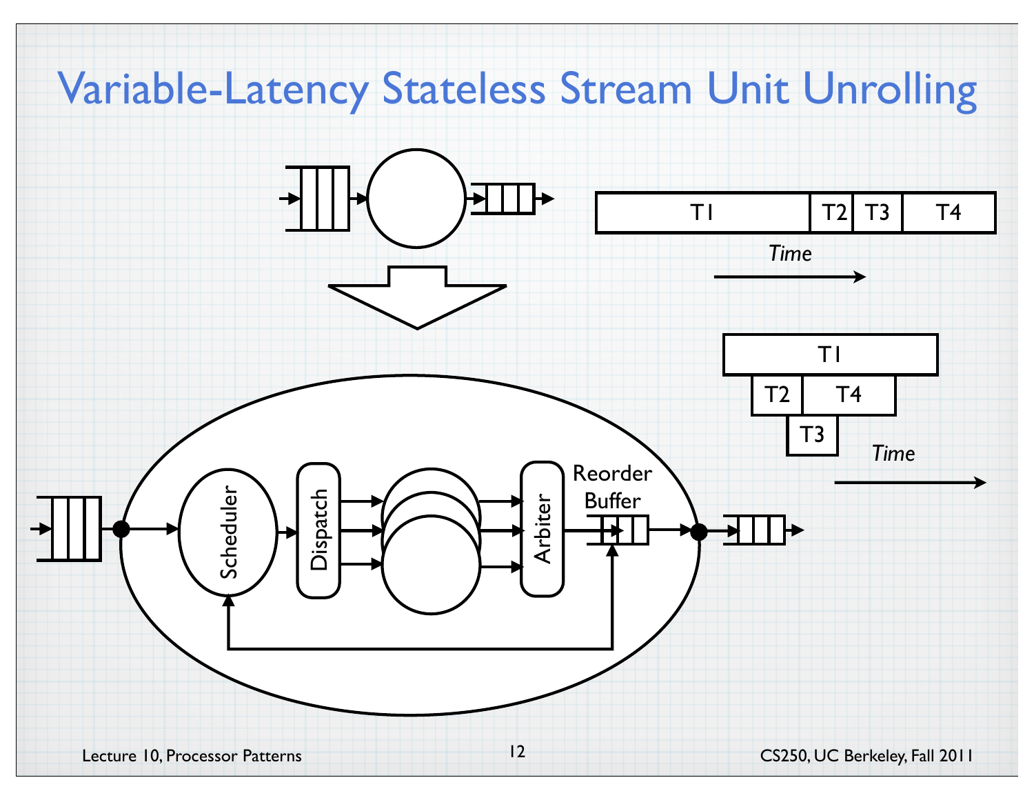# Variable-Latency Stateless Stream Unit Unrolling

T1 | T2 | T3 | T4

*Time*

T1

T2 | T4

T3

*Time*

Scheduler

Dispatch

Arbiter

Reorder Buffer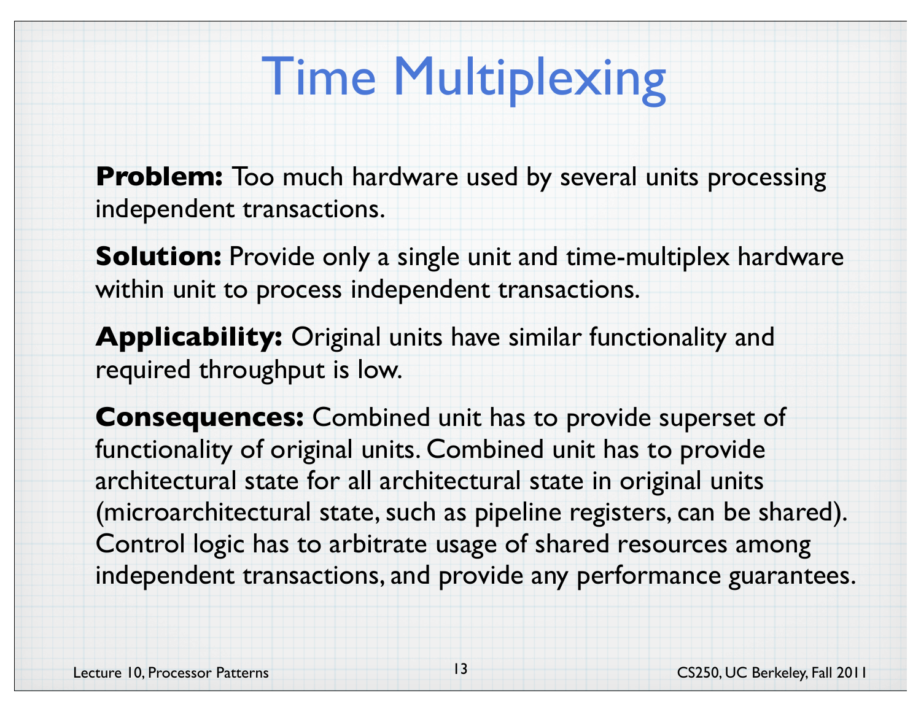# Time Multiplexing

**Problem:** Too much hardware used by several units processing independent transactions.

**Solution:** Provide only a single unit and time-multiplex hardware within unit to process independent transactions.

**Applicability:** Original units have similar functionality and required throughput is low.

**Consequences:** Combined unit has to provide superset of functionality of original units. Combined unit has to provide architectural state for all architectural state in original units (microarchitectural state, such as pipeline registers, can be shared). Control logic has to arbitrate usage of shared resources among independent transactions, and provide any performance guarantees.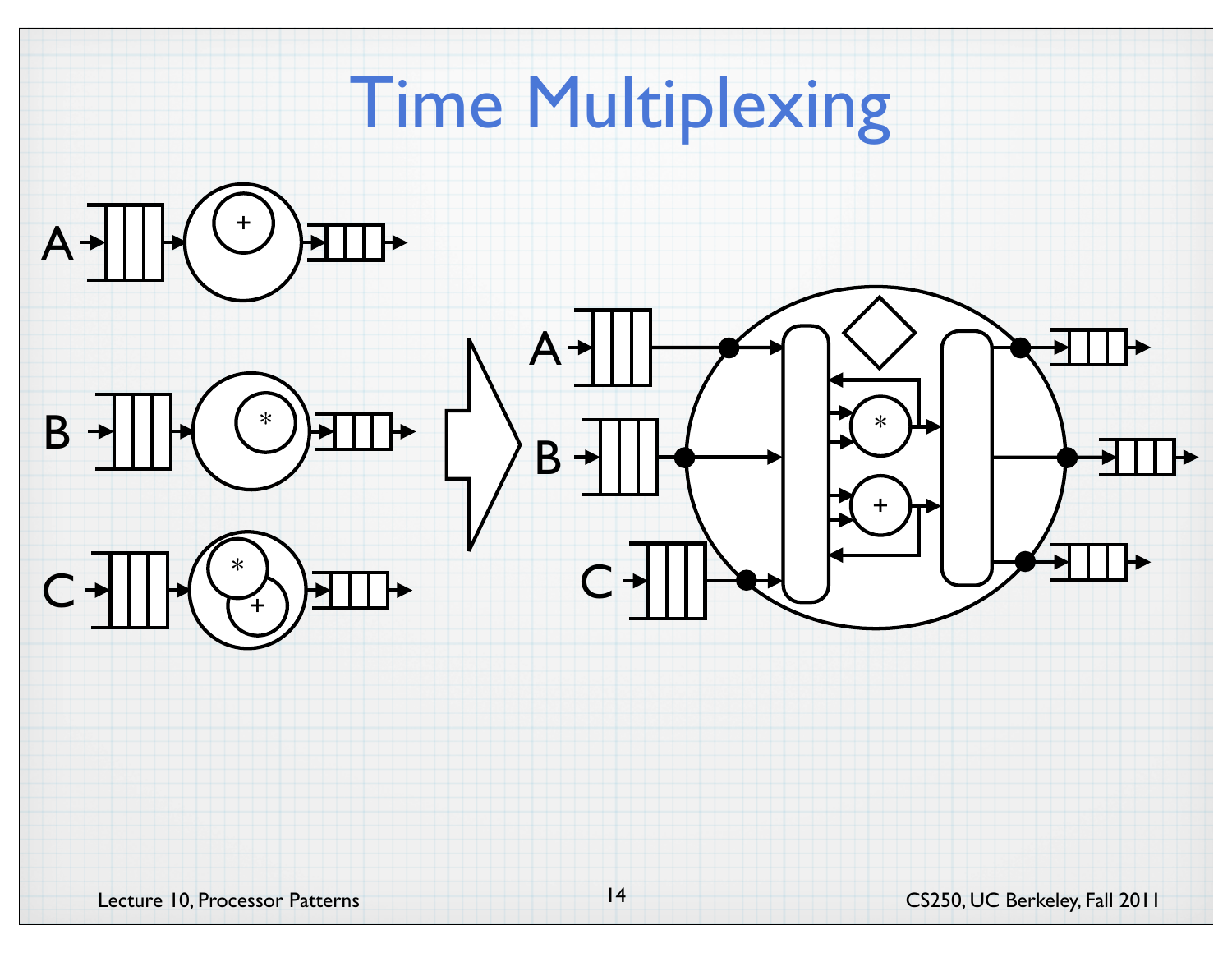# Time Multiplexing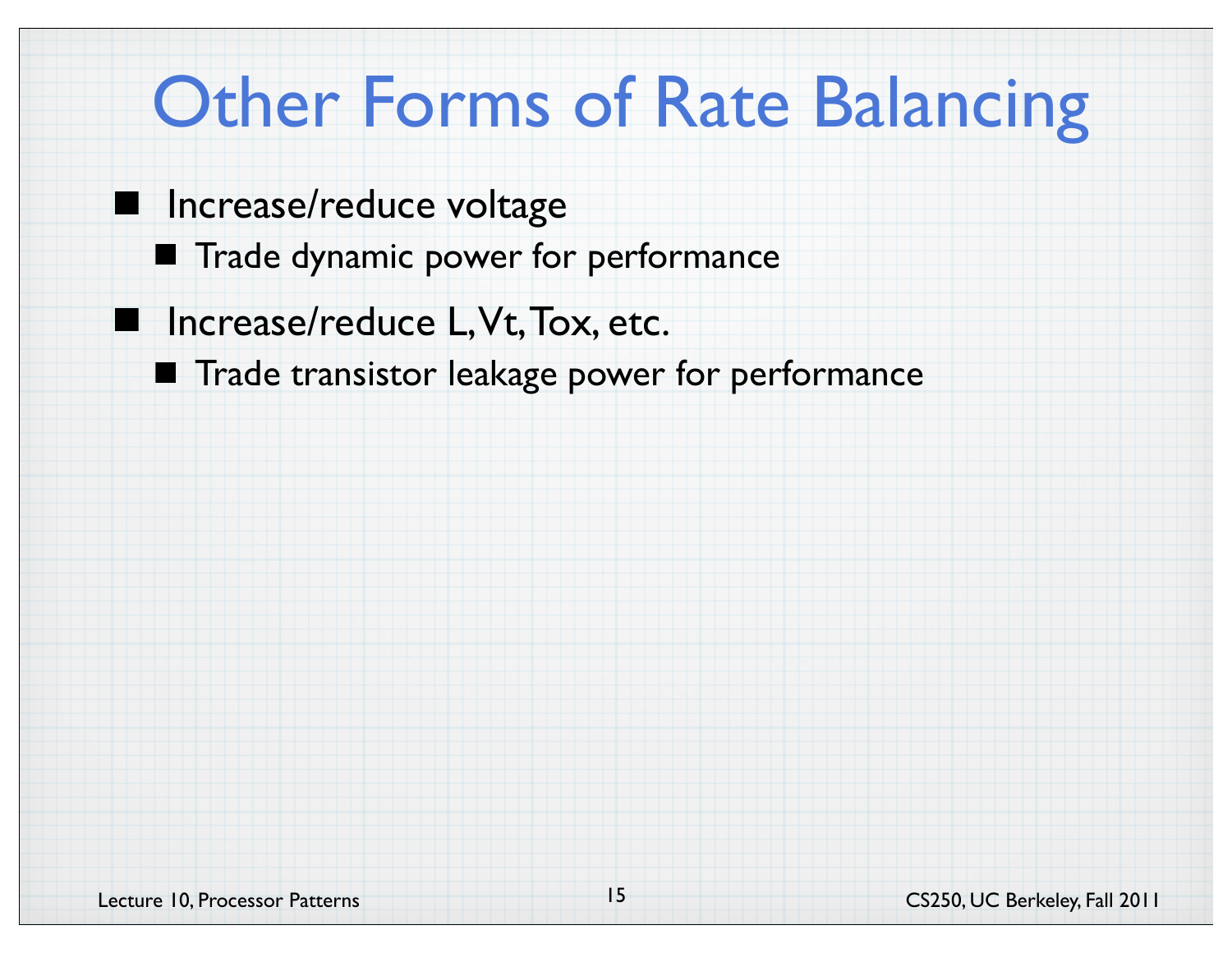# Other Forms of Rate Balancing

- Increase/reduce voltage
  - Trade dynamic power for performance
- Increase/reduce L, Vt, Tox, etc.
  - Trade transistor leakage power for performance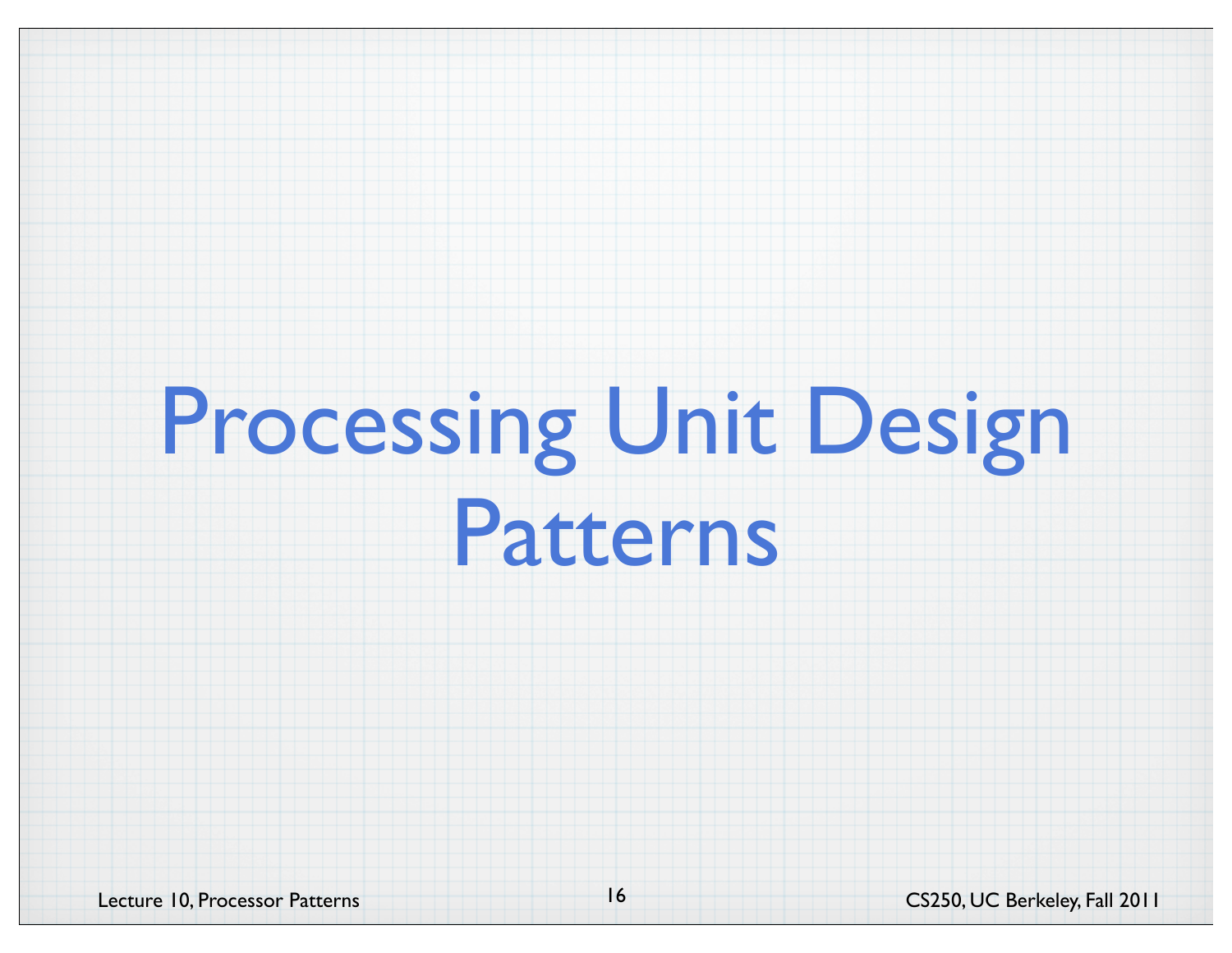# Processing Unit Design Patterns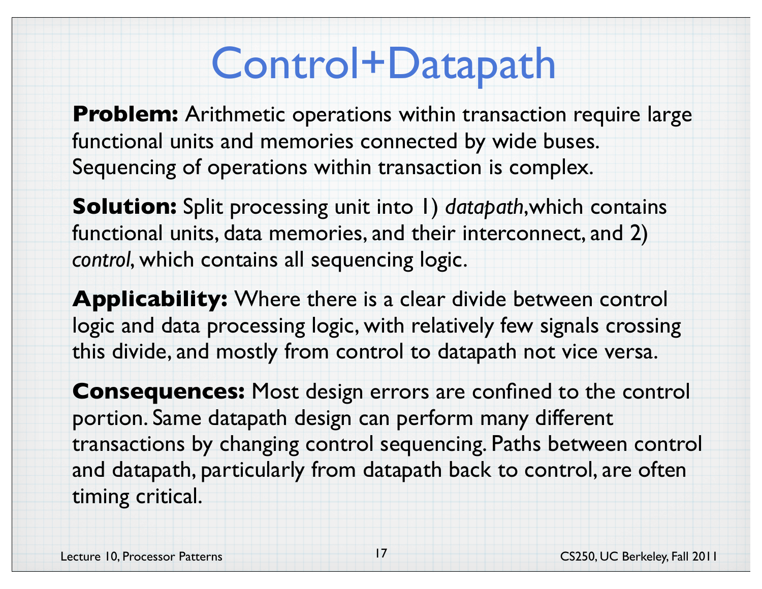# Control+Datapath

**Problem:** Arithmetic operations within transaction require large functional units and memories connected by wide buses. Sequencing of operations within transaction is complex.

**Solution:** Split processing unit into 1) *datapath*, which contains functional units, data memories, and their interconnect, and 2) *control*, which contains all sequencing logic.

**Applicability:** Where there is a clear divide between control logic and data processing logic, with relatively few signals crossing this divide, and mostly from control to datapath not vice versa.

**Consequences:** Most design errors are confined to the control portion. Same datapath design can perform many different transactions by changing control sequencing. Paths between control and datapath, particularly from datapath back to control, are often timing critical.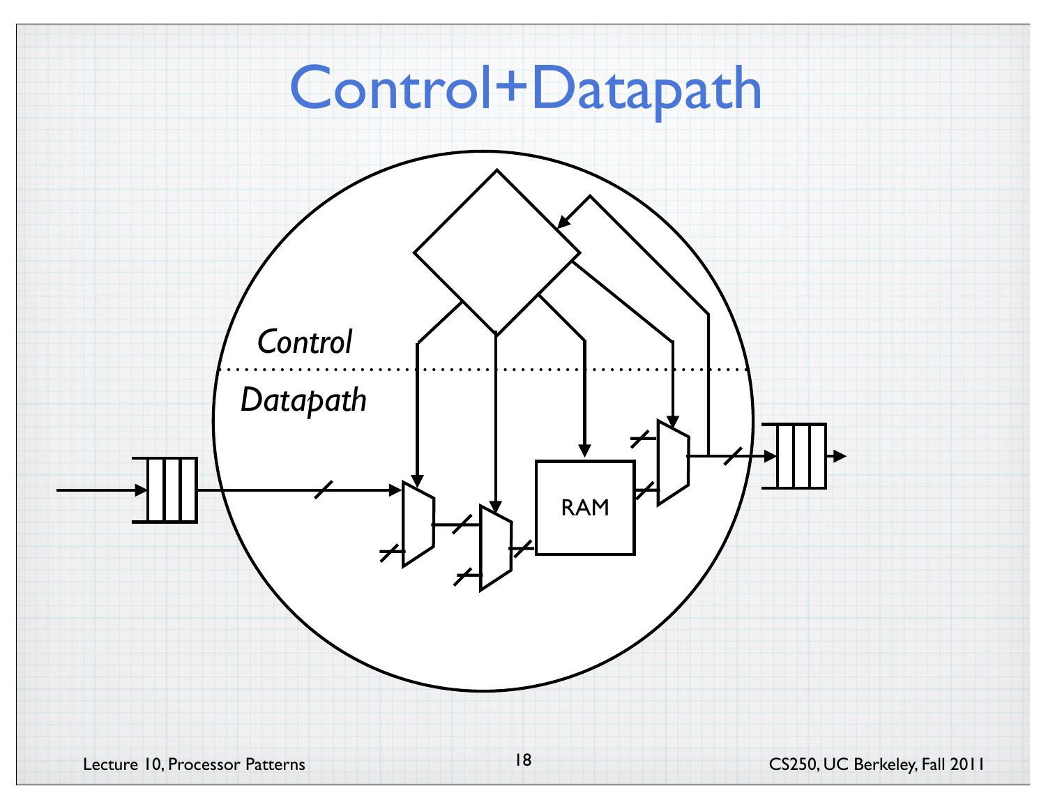# Control+Datapath

*Control*

*Datapath*

RAM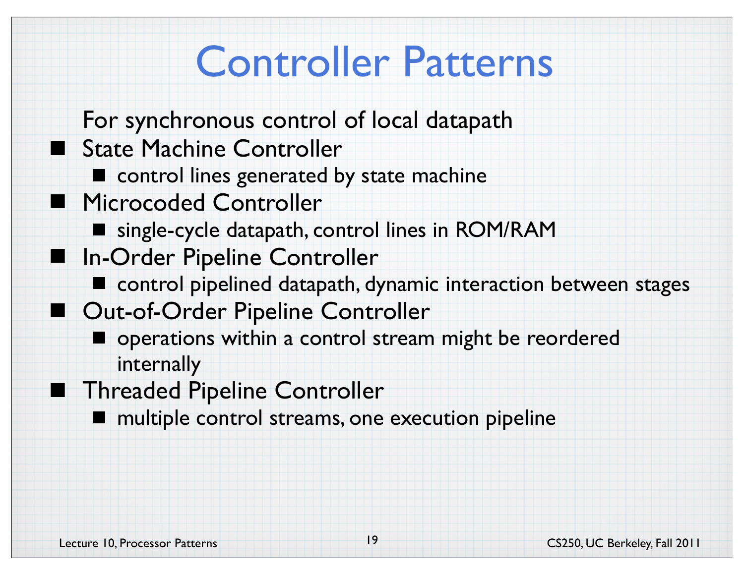# Controller Patterns

For synchronous control of local datapath

- State Machine Controller
  - control lines generated by state machine
- Microcoded Controller
  - single-cycle datapath, control lines in ROM/RAM
- In-Order Pipeline Controller
  - control pipelined datapath, dynamic interaction between stages
- Out-of-Order Pipeline Controller
  - operations within a control stream might be reordered internally
- Threaded Pipeline Controller
  - multiple control streams, one execution pipeline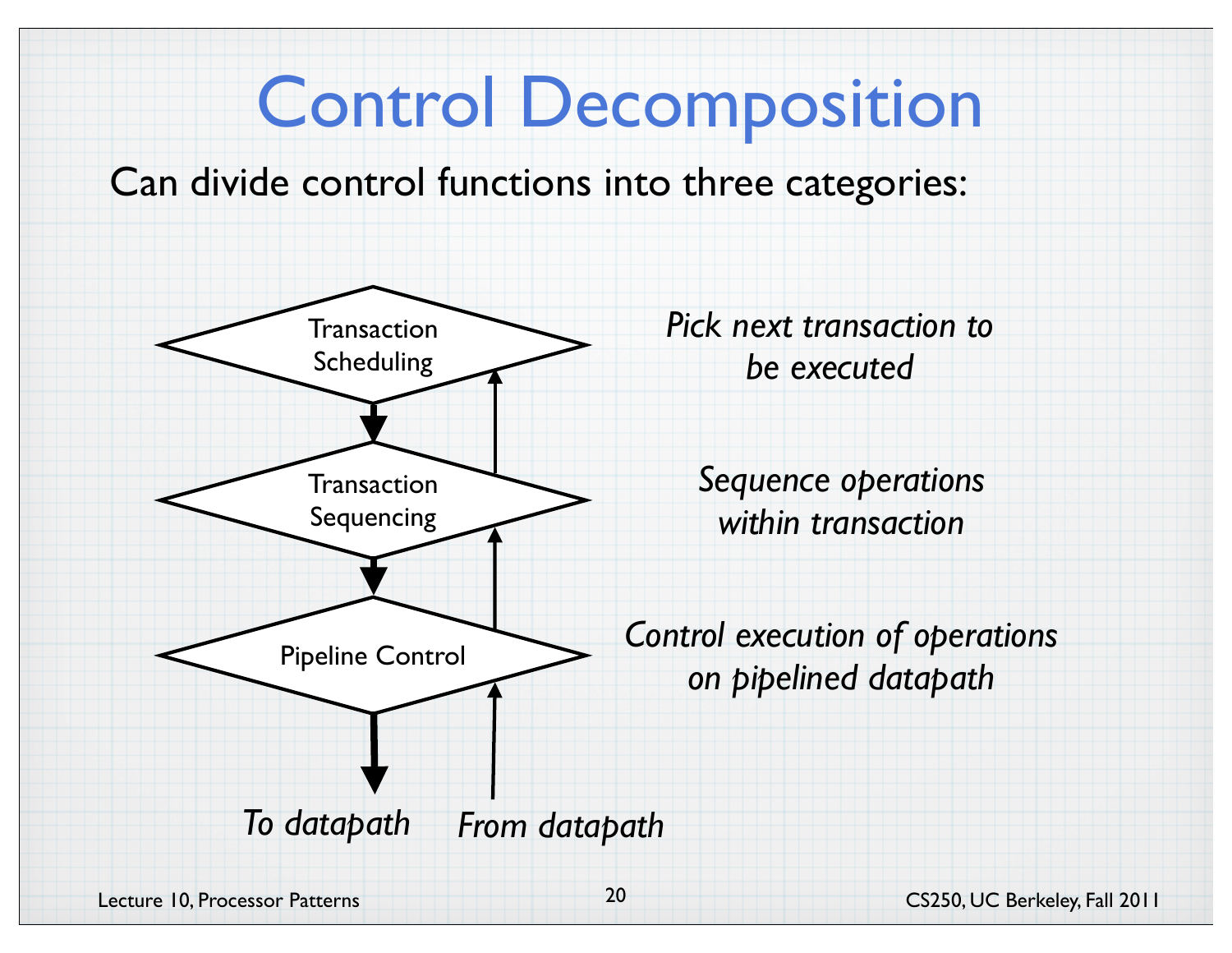# Control Decomposition

Can divide control functions into three categories:

Transaction Scheduling — *Pick next transaction to be executed*

Transaction Sequencing — *Sequence operations within transaction*

Pipeline Control — *Control execution of operations on pipelined datapath*

*To datapath* &nbsp;&nbsp;&nbsp; *From datapath*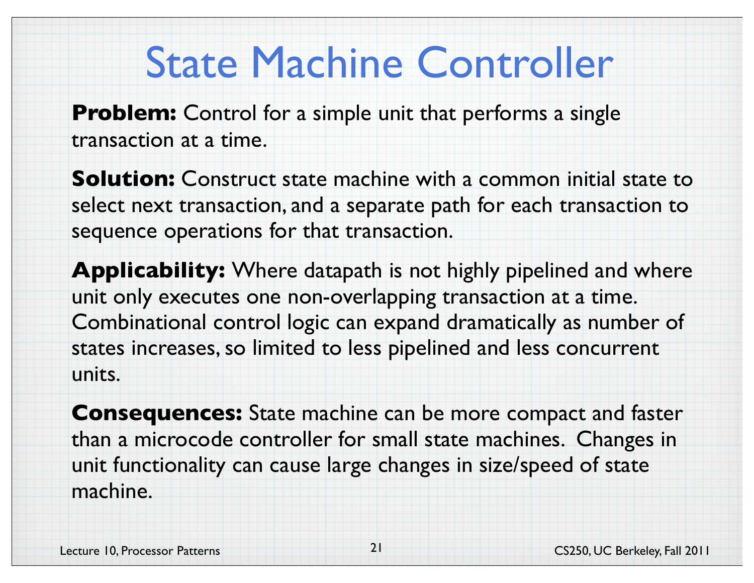# State Machine Controller

**Problem:** Control for a simple unit that performs a single transaction at a time.

**Solution:** Construct state machine with a common initial state to select next transaction, and a separate path for each transaction to sequence operations for that transaction.

**Applicability:** Where datapath is not highly pipelined and where unit only executes one non-overlapping transaction at a time. Combinational control logic can expand dramatically as number of states increases, so limited to less pipelined and less concurrent units.

**Consequences:** State machine can be more compact and faster than a microcode controller for small state machines. Changes in unit functionality can cause large changes in size/speed of state machine.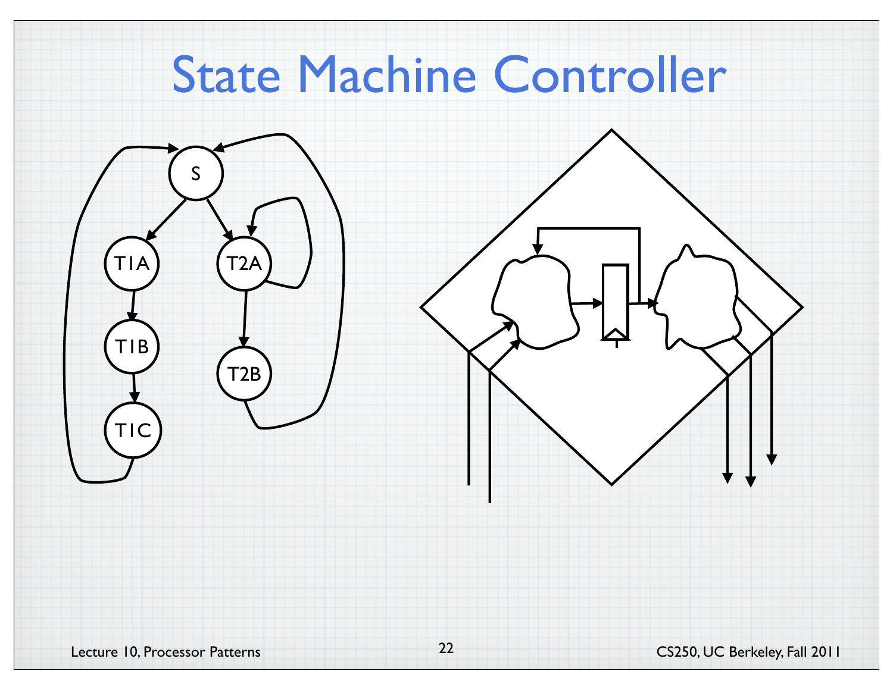# State Machine Controller

S

T1A

T1B

T1C

T2A

T2B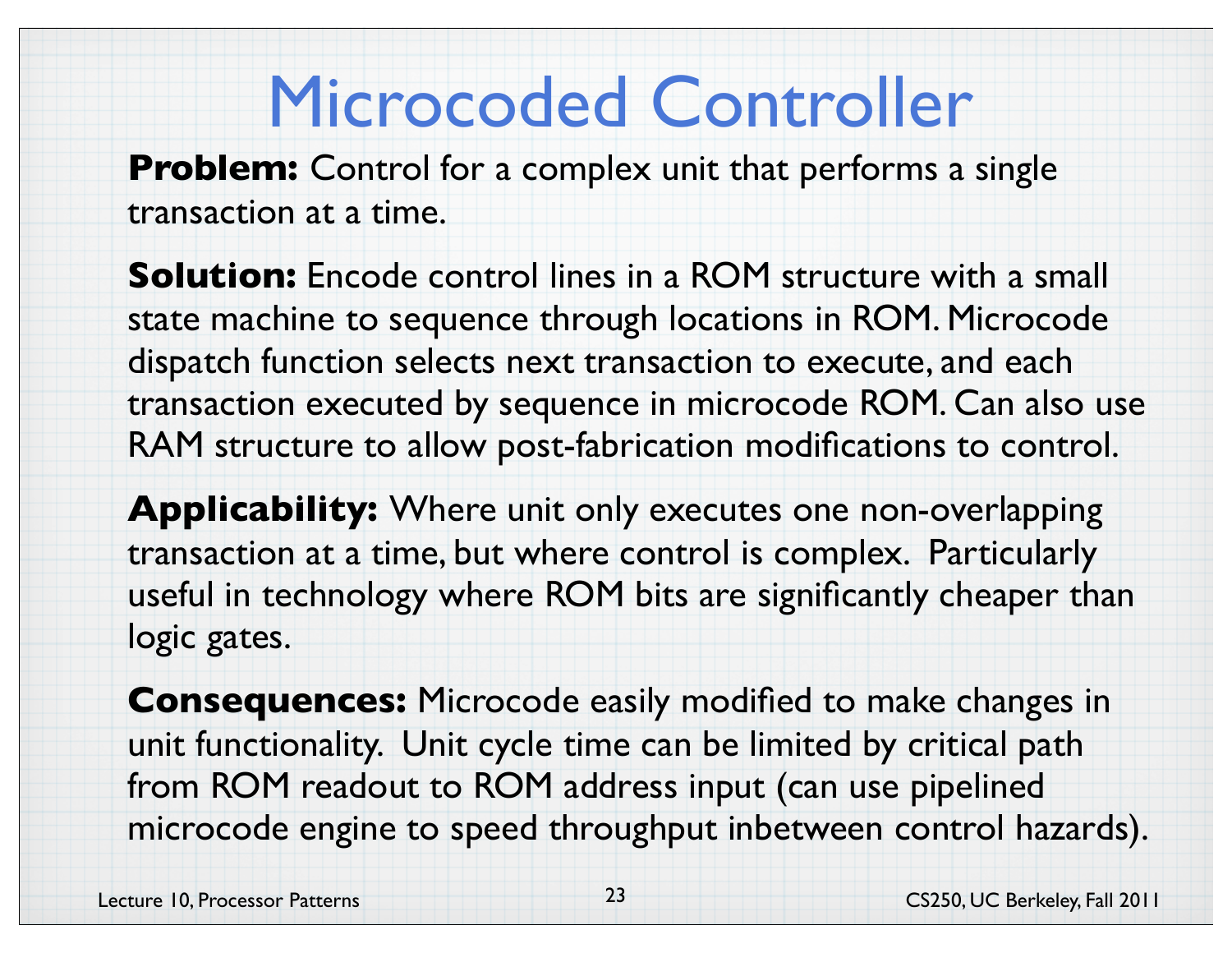# Microcoded Controller

**Problem:** Control for a complex unit that performs a single transaction at a time.

**Solution:** Encode control lines in a ROM structure with a small state machine to sequence through locations in ROM. Microcode dispatch function selects next transaction to execute, and each transaction executed by sequence in microcode ROM. Can also use RAM structure to allow post-fabrication modifications to control.

**Applicability:** Where unit only executes one non-overlapping transaction at a time, but where control is complex. Particularly useful in technology where ROM bits are significantly cheaper than logic gates.

**Consequences:** Microcode easily modified to make changes in unit functionality. Unit cycle time can be limited by critical path from ROM readout to ROM address input (can use pipelined microcode engine to speed throughput inbetween control hazards).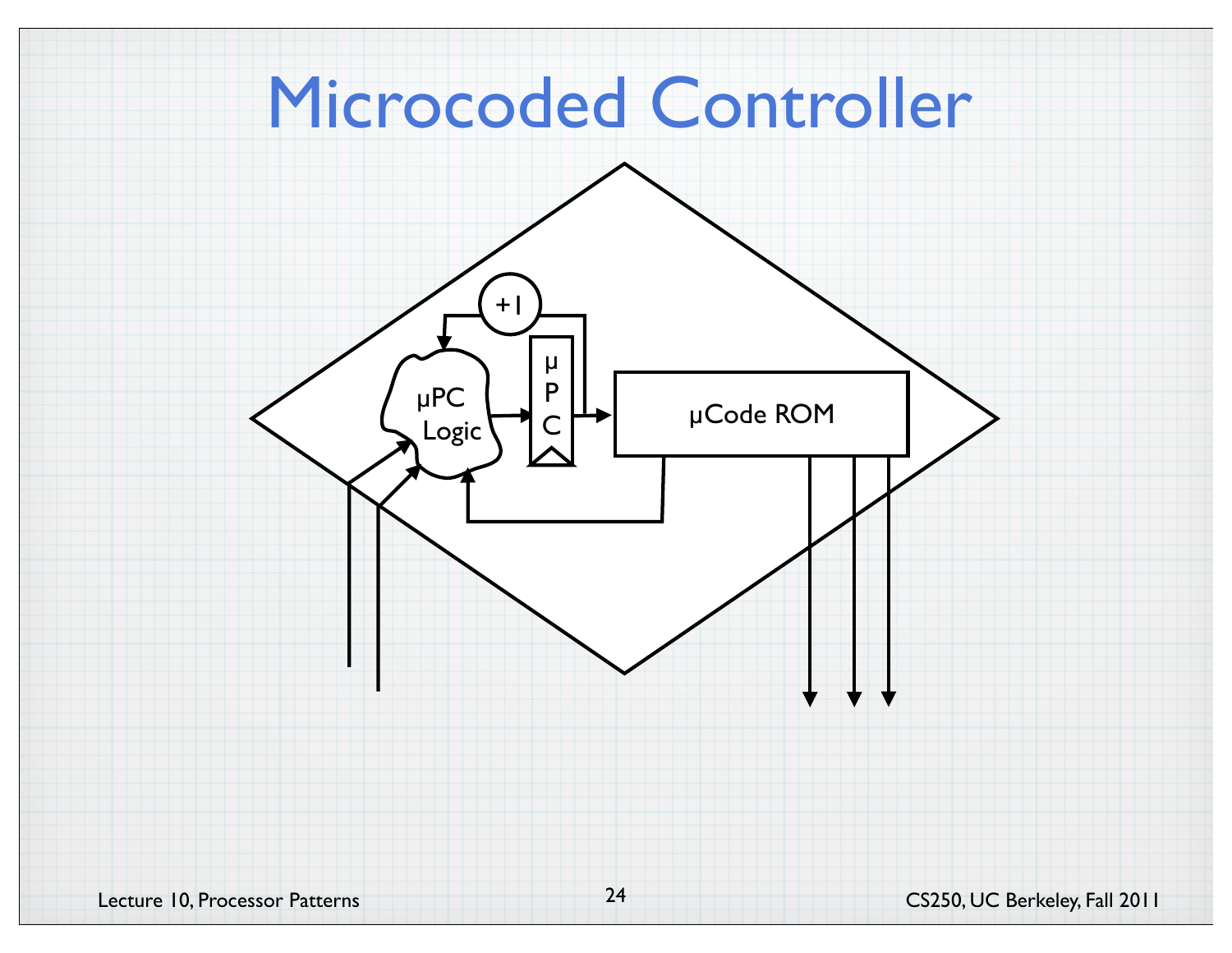# Microcoded Controller

+1

μPC Logic

μ P C

μCode ROM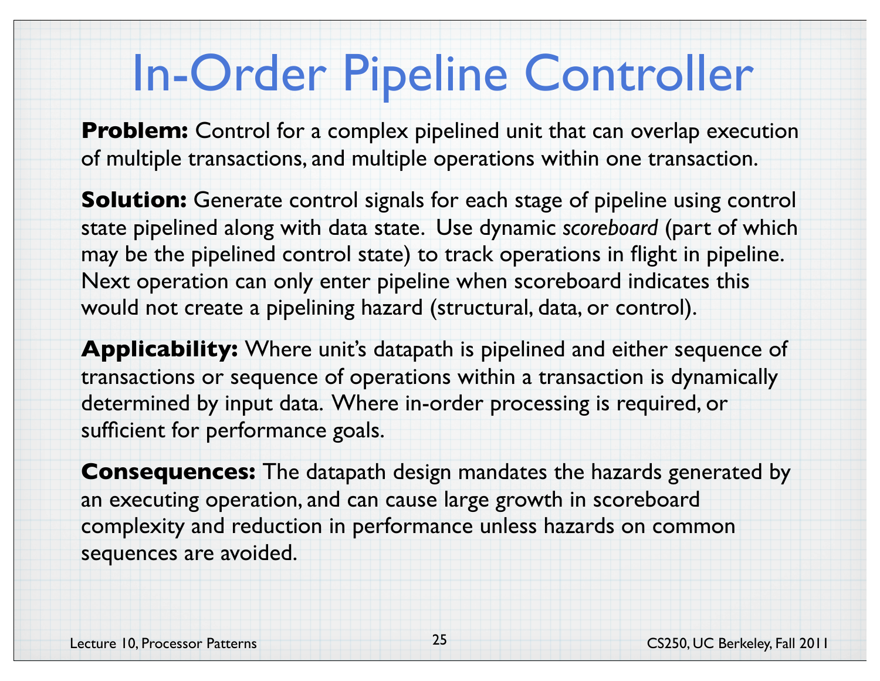# In-Order Pipeline Controller

**Problem:** Control for a complex pipelined unit that can overlap execution of multiple transactions, and multiple operations within one transaction.

**Solution:** Generate control signals for each stage of pipeline using control state pipelined along with data state. Use dynamic *scoreboard* (part of which may be the pipelined control state) to track operations in flight in pipeline. Next operation can only enter pipeline when scoreboard indicates this would not create a pipelining hazard (structural, data, or control).

**Applicability:** Where unit's datapath is pipelined and either sequence of transactions or sequence of operations within a transaction is dynamically determined by input data. Where in-order processing is required, or sufficient for performance goals.

**Consequences:** The datapath design mandates the hazards generated by an executing operation, and can cause large growth in scoreboard complexity and reduction in performance unless hazards on common sequences are avoided.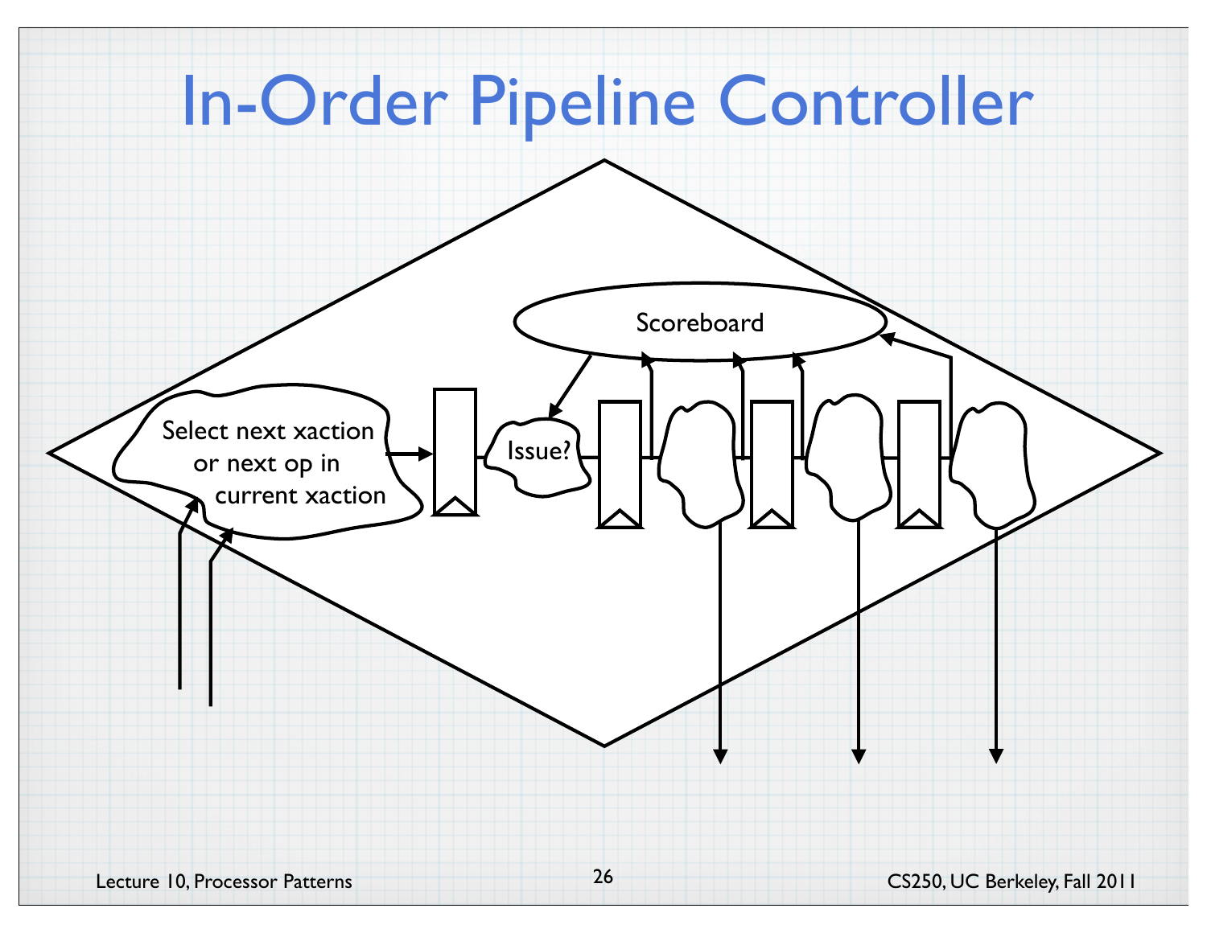# In-Order Pipeline Controller

Select next xaction or next op in current xaction

Issue?

Scoreboard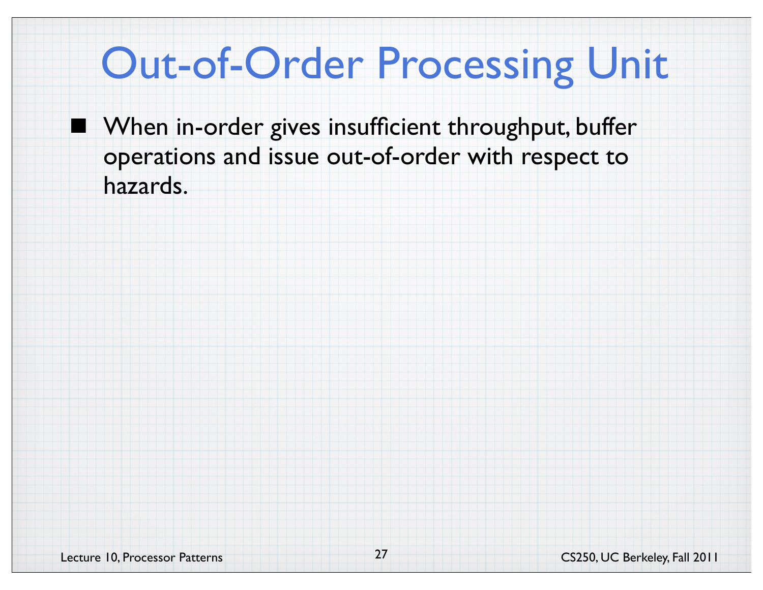# Out-of-Order Processing Unit

- When in-order gives insufficient throughput, buffer operations and issue out-of-order with respect to hazards.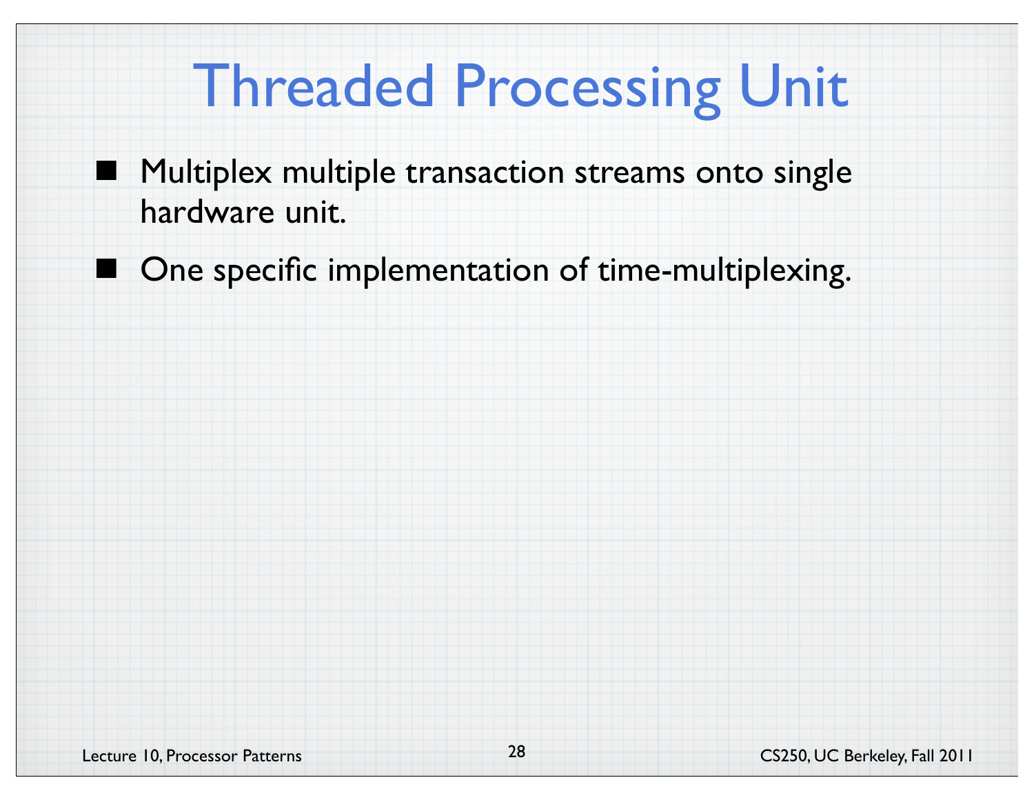# Threaded Processing Unit

- Multiplex multiple transaction streams onto single hardware unit.
- One specific implementation of time-multiplexing.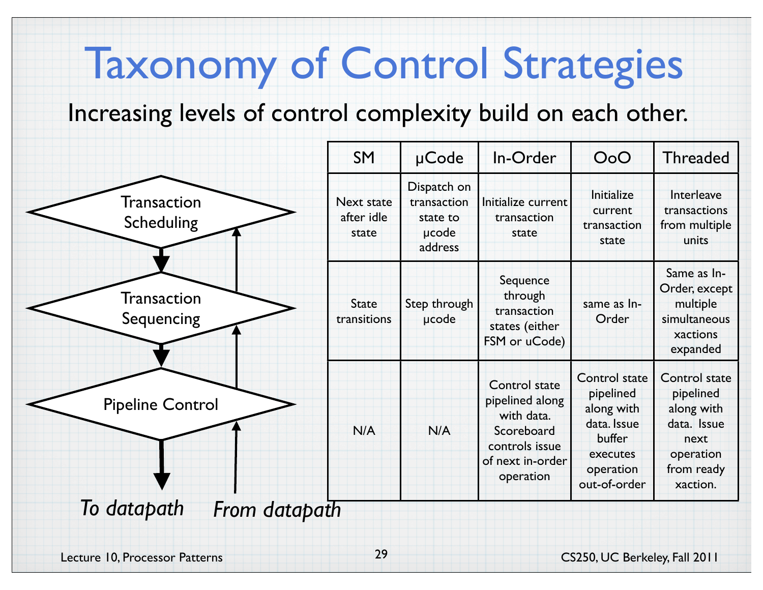# Taxonomy of Control Strategies

Increasing levels of control complexity build on each other.

Transaction Scheduling

Transaction Sequencing

Pipeline Control

*To datapath*

*From datapath*

| SM | μCode | In-Order | OoO | Threaded |
|---|---|---|---|---|
| Next state after idle state | Dispatch on transaction state to μcode address | Initialize current transaction state | Initialize current transaction state | Interleave transactions from multiple units |
| State transitions | Step through μcode | Sequence through transaction states (either FSM or uCode) | same as In-Order | Same as In-Order, except multiple simultaneous xactions expanded |
| N/A | N/A | Control state pipelined along with data. Scoreboard controls issue of next in-order operation | Control state pipelined along with data. Issue buffer executes operation out-of-order | Control state pipelined along with data. Issue next operation from ready xaction. |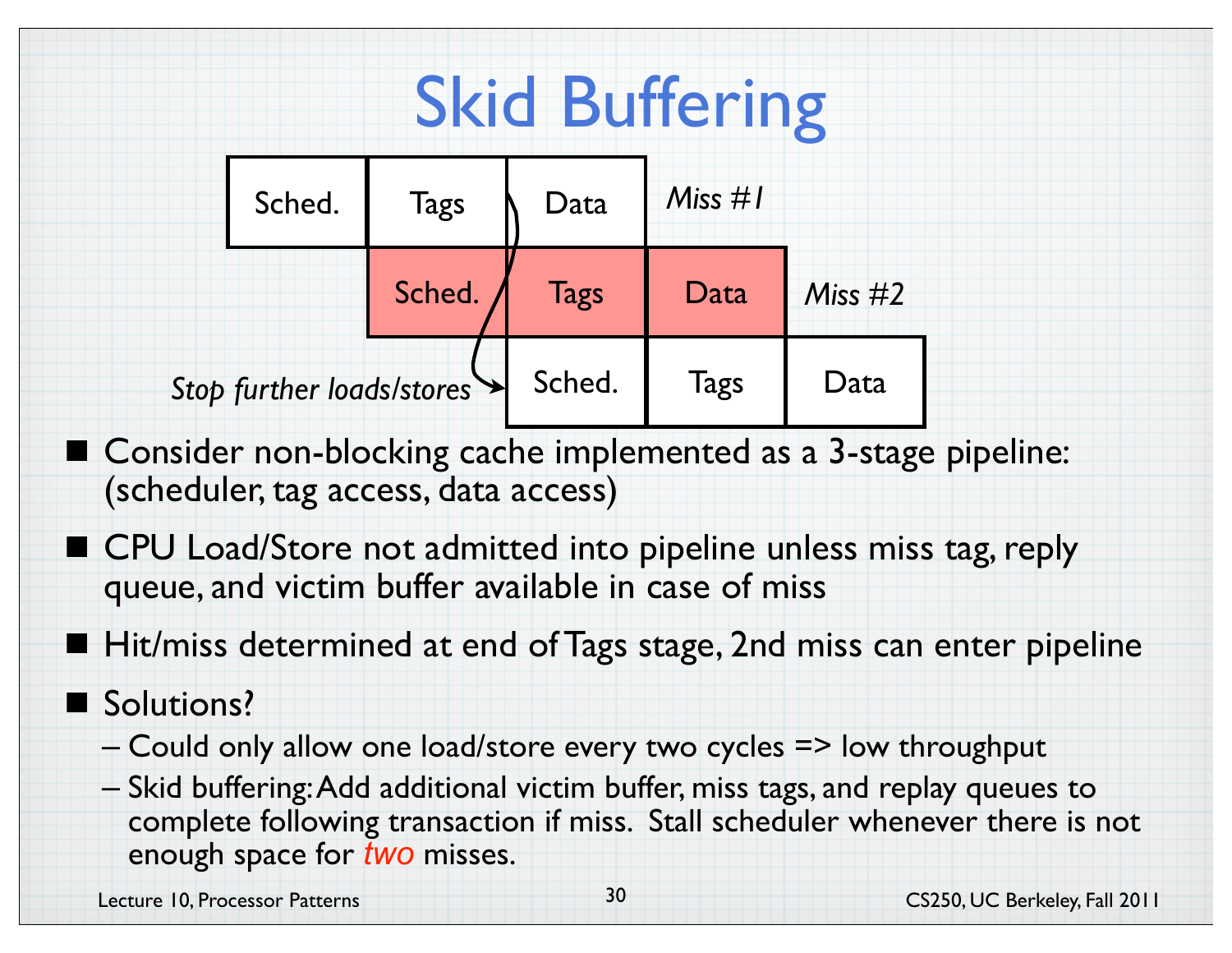# Skid Buffering

Sched. Tags Data *Miss #1*

Sched. Tags Data *Miss #2*

*Stop further loads/stores* → Sched. Tags Data

- Consider non-blocking cache implemented as a 3-stage pipeline: (scheduler, tag access, data access)
- CPU Load/Store not admitted into pipeline unless miss tag, reply queue, and victim buffer available in case of miss
- Hit/miss determined at end of Tags stage, 2nd miss can enter pipeline
- Solutions?
  - Could only allow one load/store every two cycles => low throughput
  - Skid buffering: Add additional victim buffer, miss tags, and replay queues to complete following transaction if miss. Stall scheduler whenever there is not enough space for *two* misses.